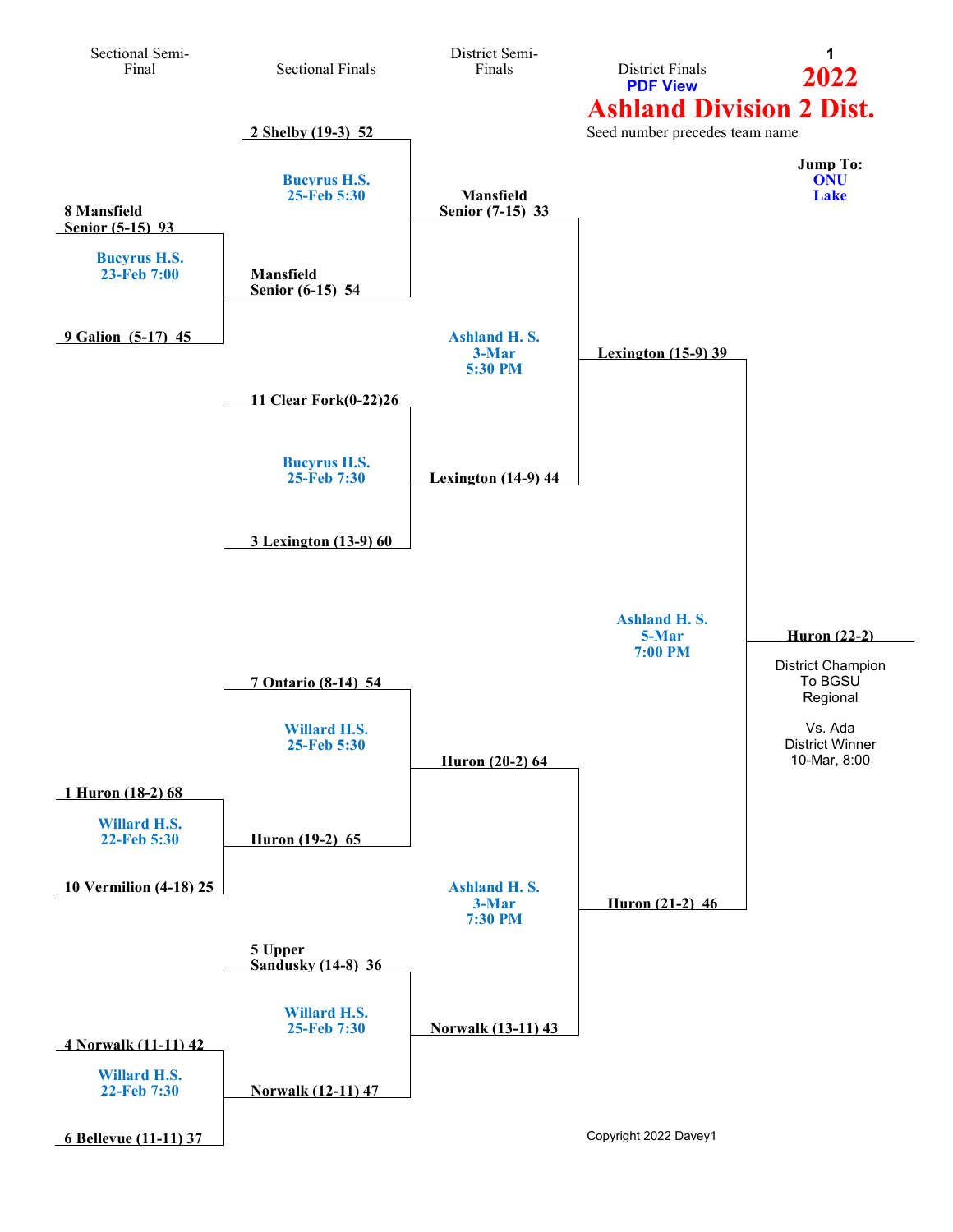# 2022 Ashland Division 2 Dist.

District Finals
**PDF View**

Seed number precedes team name

**Jump To:**
**ONU**
**Lake**

## Sectional Semi-Final

- 8 Mansfield Senior (5-15) 93 vs. 9 Galion (5-17) 45 — Bucyrus H.S., 23-Feb 7:00
- 1 Huron (18-2) 68 vs. 10 Vermilion (4-18) 25 — Willard H.S., 22-Feb 5:30
- 4 Norwalk (11-11) 42 vs. 6 Bellevue (11-11) 37 — Willard H.S., 22-Feb 7:30

## Sectional Finals

- 2 Shelby (19-3) 52 vs. Mansfield Senior (6-15) 54 — Bucyrus H.S., 25-Feb 5:30
- 11 Clear Fork(0-22)26 vs. 3 Lexington (13-9) 60 — Bucyrus H.S., 25-Feb 7:30
- 7 Ontario (8-14) 54 vs. Huron (19-2) 65 — Willard H.S., 25-Feb 5:30
- 5 Upper Sandusky (14-8) 36 vs. Norwalk (12-11) 47 — Willard H.S., 25-Feb 7:30

## District Semi-Finals

- Mansfield Senior (7-15) 33 vs. Lexington (14-9) 44 — Ashland H. S., 3-Mar 5:30 PM
- Huron (20-2) 64 vs. Norwalk (13-11) 43 — Ashland H. S., 3-Mar 7:30 PM

## District Finals

- Lexington (15-9) 39 vs. Huron (21-2) 46 — Ashland H. S., 5-Mar 7:00 PM

**Huron (22-2)**

District Champion
To BGSU
Regional

Vs. Ada
District Winner
10-Mar, 8:00

Copyright 2022 Davey1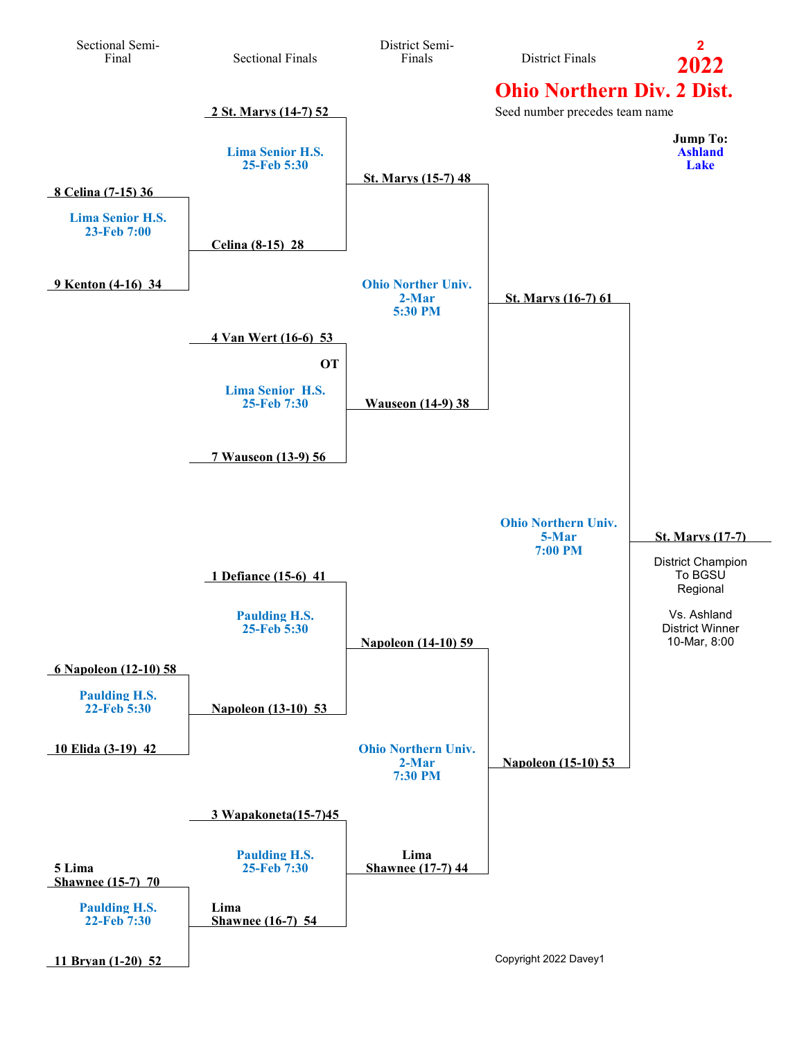2

# 2022

## Ohio Northern Div. 2 Dist.

Seed number precedes team name

**Jump To:**
**Ashland**
**Lake**

### Sectional Semi-Final

**8 Celina (7-15) 36**
Lima Senior H.S.
23-Feb 7:00
**9 Kenton (4-16) 34**

**6 Napoleon (12-10) 58**
Paulding H.S.
22-Feb 5:30
**10 Elida (3-19) 42**

**5 Lima Shawnee (15-7) 70**
Paulding H.S.
22-Feb 7:30
**11 Bryan (1-20) 52**

### Sectional Finals

**2 St. Marys (14-7) 52**
Lima Senior H.S.
25-Feb 5:30
**Celina (8-15) 28**

**4 Van Wert (16-6) 53**
**OT**
Lima Senior H.S.
25-Feb 7:30
**7 Wauseon (13-9) 56**

**1 Defiance (15-6) 41**
Paulding H.S.
25-Feb 5:30
**Napoleon (13-10) 53**

**3 Wapakoneta(15-7)45**
Paulding H.S.
25-Feb 7:30
**Lima Shawnee (16-7) 54**

### District Semi-Finals

**St. Marys (15-7) 48**
Ohio Norther Univ.
2-Mar
5:30 PM
**Wauseon (14-9) 38**

**Napoleon (14-10) 59**
Ohio Northern Univ.
2-Mar
7:30 PM
**Lima Shawnee (17-7) 44**

### District Finals

**St. Marys (16-7) 61**
Ohio Northern Univ.
5-Mar
7:00 PM
**Napoleon (15-10) 53**

**St. Marys (17-7)**

District Champion
To BGSU
Regional

Vs. Ashland
District Winner
10-Mar, 8:00

Copyright 2022 Davey1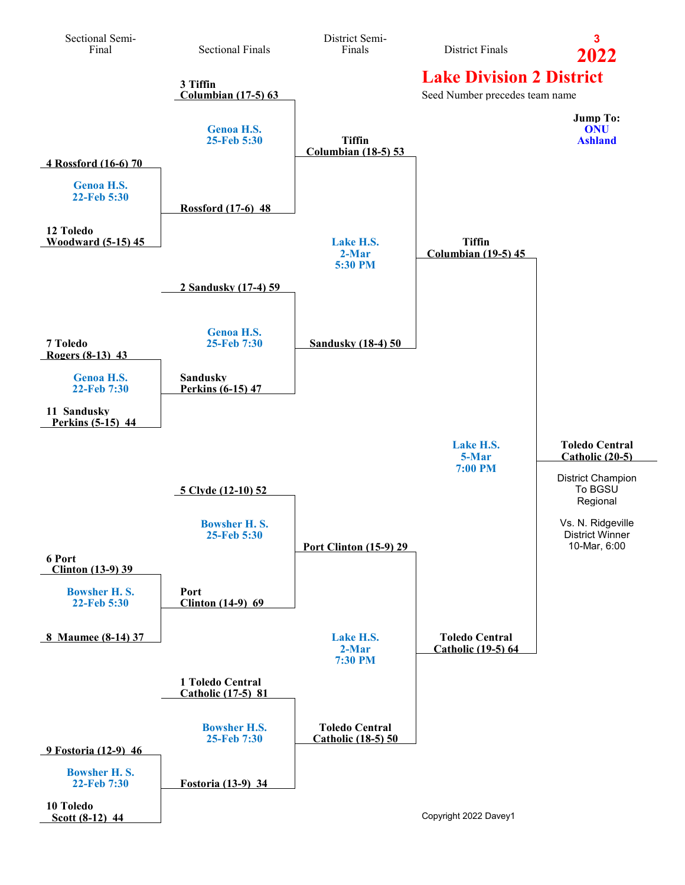# 2022

## Lake Division 2 District

Seed Number precedes team name

Jump To:
ONU
Ashland

Sectional Semi-Final | Sectional Finals | District Semi-Finals | District Finals

### Sectional Semi-Final

4 Rossford (16-6) 70
Genoa H.S.
22-Feb 5:30
12 Toledo Woodward (5-15) 45

7 Toledo Rogers (8-13) 43
Genoa H.S.
22-Feb 7:30
11 Sandusky Perkins (5-15) 44

6 Port Clinton (13-9) 39
Bowsher H. S.
22-Feb 5:30
8 Maumee (8-14) 37

9 Fostoria (12-9) 46
Bowsher H. S.
22-Feb 7:30
10 Toledo Scott (8-12) 44

### Sectional Finals

3 Tiffin Columbian (17-5) 63
Genoa H.S.
25-Feb 5:30
Rossford (17-6) 48

2 Sandusky (17-4) 59
Genoa H.S.
25-Feb 7:30
Sandusky Perkins (6-15) 47

5 Clyde (12-10) 52
Bowsher H. S.
25-Feb 5:30
Port Clinton (14-9) 69

1 Toledo Central Catholic (17-5) 81
Bowsher H.S.
25-Feb 7:30
Fostoria (13-9) 34

### District Semi-Finals

Tiffin Columbian (18-5) 53
Lake H.S.
2-Mar
5:30 PM
Sandusky (18-4) 50

Port Clinton (15-9) 29
Lake H.S.
2-Mar
7:30 PM
Toledo Central Catholic (18-5) 50

### District Finals

Tiffin Columbian (19-5) 45
Lake H.S.
5-Mar
7:00 PM
Toledo Central Catholic (19-5) 64

### District Champion

Toledo Central Catholic (20-5)

District Champion
To BGSU
Regional

Vs. N. Ridgeville
District Winner
10-Mar, 6:00

Copyright 2022 Davey1